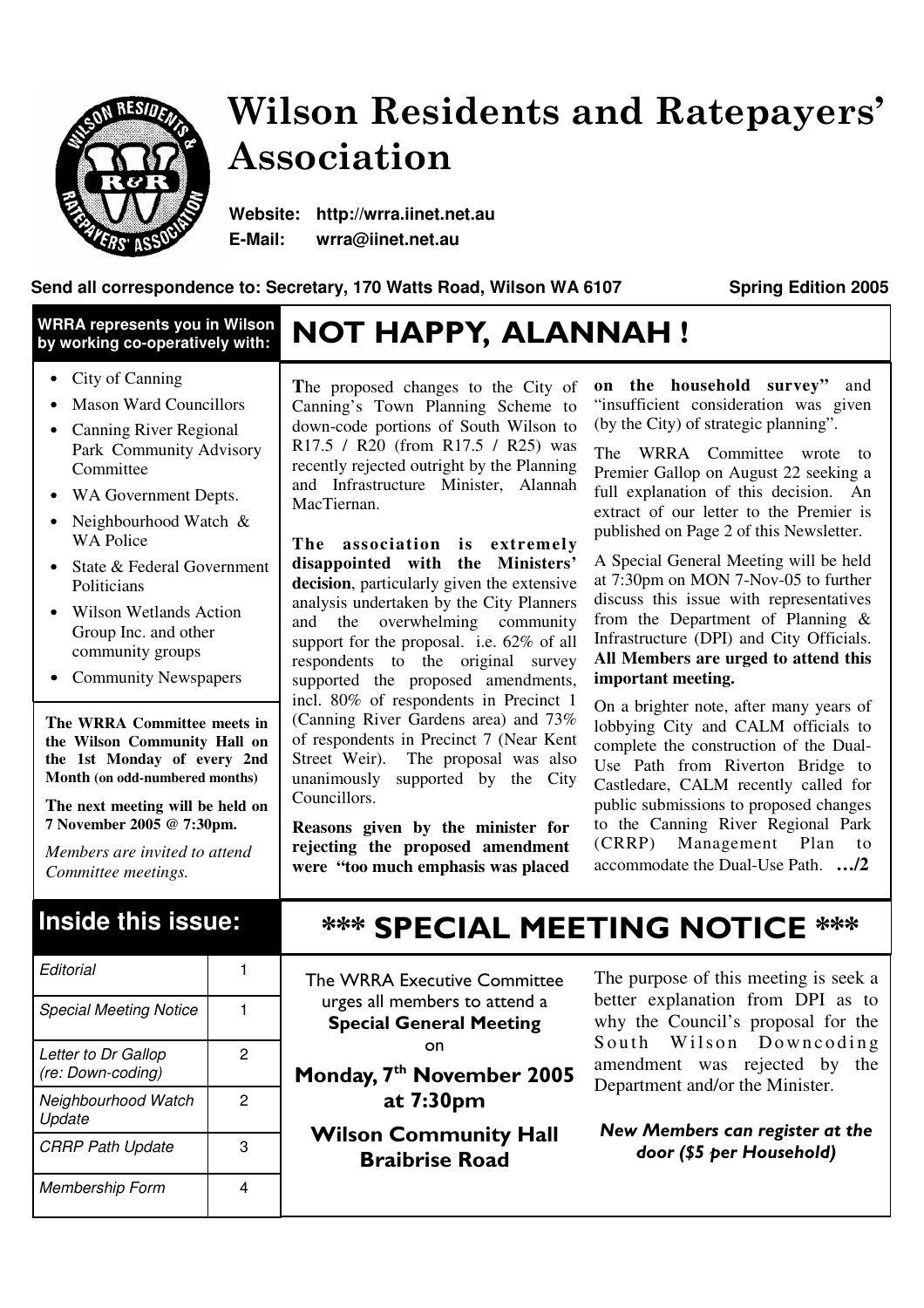# Wilson Residents and Ratepayers' Association

**Website: http://wrra.iinet.net.au**
**E-Mail: wrra@iinet.net.au**

**Send all correspondence to: Secretary, 170 Watts Road, Wilson WA 6107** **Spring Edition 2005**

**WRRA represents you in Wilson by working co-operatively with:**

- City of Canning
- Mason Ward Councillors
- Canning River Regional Park Community Advisory Committee
- WA Government Depts.
- Neighbourhood Watch & WA Police
- State & Federal Government Politicians
- Wilson Wetlands Action Group Inc. and other community groups
- Community Newspapers

**The WRRA Committee meets in the Wilson Community Hall on the 1st Monday of every 2nd Month (on odd-numbered months)**

**The next meeting will be held on 7 November 2005 @ 7:30pm.**

*Members are invited to attend Committee meetings.*

## NOT HAPPY, ALANNAH !

The proposed changes to the City of Canning's Town Planning Scheme to down-code portions of South Wilson to R17.5 / R20 (from R17.5 / R25) was recently rejected outright by the Planning and Infrastructure Minister, Alannah MacTiernan.

**The association is extremely disappointed with the Ministers' decision**, particularly given the extensive analysis undertaken by the City Planners and the overwhelming community support for the proposal. i.e. 62% of all respondents to the original survey supported the proposed amendments, incl. 80% of respondents in Precinct 1 (Canning River Gardens area) and 73% of respondents in Precinct 7 (Near Kent Street Weir). The proposal was also unanimously supported by the City Councillors.

**Reasons given by the minister for rejecting the proposed amendment were "too much emphasis was placed on the household survey"** and "insufficient consideration was given (by the City) of strategic planning".

The WRRA Committee wrote to Premier Gallop on August 22 seeking a full explanation of this decision. An extract of our letter to the Premier is published on Page 2 of this Newsletter.

A Special General Meeting will be held at 7:30pm on MON 7-Nov-05 to further discuss this issue with representatives from the Department of Planning & Infrastructure (DPI) and City Officials. **All Members are urged to attend this important meeting.**

On a brighter note, after many years of lobbying City and CALM officials to complete the construction of the Dual-Use Path from Riverton Bridge to Castledare, CALM recently called for public submissions to proposed changes to the Canning River Regional Park (CRRP) Management Plan to accommodate the Dual-Use Path. **…/2**

## Inside this issue:

| | |
|---|---|
| *Editorial* | 1 |
| *Special Meeting Notice* | 1 |
| *Letter to Dr Gallop (re: Down-coding)* | 2 |
| *Neighbourhood Watch Update* | 2 |
| *CRRP Path Update* | 3 |
| *Membership Form* | 4 |

## *** SPECIAL MEETING NOTICE ***

The WRRA Executive Committee urges all members to attend a **Special General Meeting** on

**Monday, 7th November 2005 at 7:30pm**

**Wilson Community Hall Braibrise Road**

The purpose of this meeting is seek a better explanation from DPI as to why the Council's proposal for the South Wilson Downcoding amendment was rejected by the Department and/or the Minister.

***New Members can register at the door ($5 per Household)***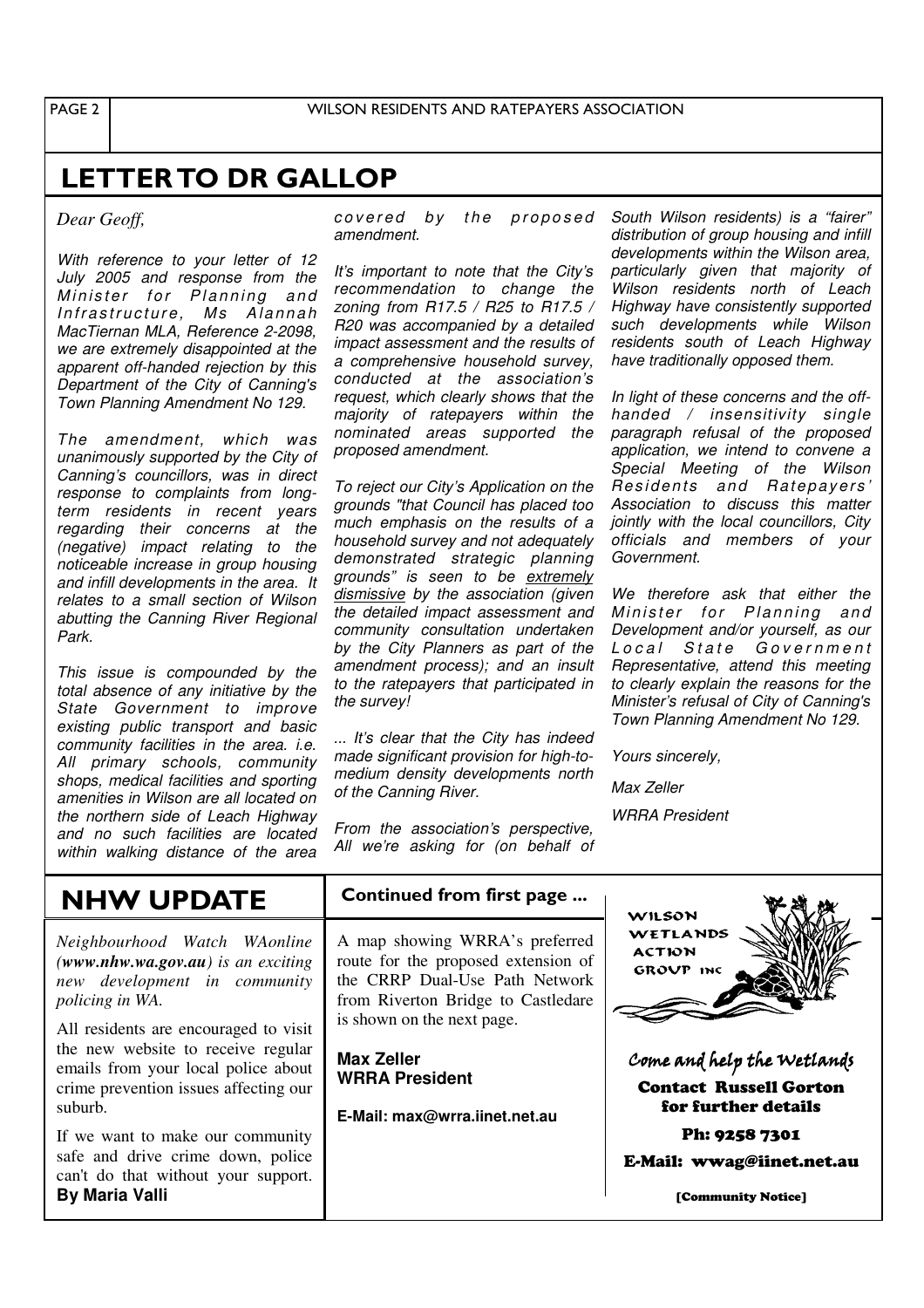## LETTER TO DR GALLOP

*Dear Geoff,*

*With reference to your letter of 12 July 2005 and response from the Minister for Planning and Infrastructure, Ms Alannah MacTiernan MLA, Reference 2-2098, we are extremely disappointed at the apparent off-handed rejection by this Department of the City of Canning's Town Planning Amendment No 129.*

*The amendment, which was unanimously supported by the City of Canning's councillors, was in direct response to complaints from long-term residents in recent years regarding their concerns at the (negative) impact relating to the noticeable increase in group housing and infill developments in the area. It relates to a small section of Wilson abutting the Canning River Regional Park.*

*This issue is compounded by the total absence of any initiative by the State Government to improve existing public transport and basic community facilities in the area. i.e. All primary schools, community shops, medical facilities and sporting amenities in Wilson are all located on the northern side of Leach Highway and no such facilities are located within walking distance of the area covered by the proposed amendment.*

*It's important to note that the City's recommendation to change the zoning from R17.5 / R25 to R17.5 / R20 was accompanied by a detailed impact assessment and the results of a comprehensive household survey, conducted at the association's request, which clearly shows that the majority of ratepayers within the nominated areas supported the proposed amendment.*

*To reject our City's Application on the grounds "that Council has placed too much emphasis on the results of a household survey and not adequately demonstrated strategic planning grounds" is seen to be extremely dismissive by the association (given the detailed impact assessment and community consultation undertaken by the City Planners as part of the amendment process); and an insult to the ratepayers that participated in the survey!*

*... It's clear that the City has indeed made significant provision for high-to-medium density developments north of the Canning River.*

*From the association's perspective, All we're asking for (on behalf of South Wilson residents) is a "fairer" distribution of group housing and infill developments within the Wilson area, particularly given that majority of Wilson residents north of Leach Highway have consistently supported such developments while Wilson residents south of Leach Highway have traditionally opposed them.*

*In light of these concerns and the off-handed / insensitivity single paragraph refusal of the proposed application, we intend to convene a Special Meeting of the Wilson Residents and Ratepayers' Association to discuss this matter jointly with the local councillors, City officials and members of your Government.*

*We therefore ask that either the Minister for Planning and Development and/or yourself, as our Local State Government Representative, attend this meeting to clearly explain the reasons for the Minister's refusal of City of Canning's Town Planning Amendment No 129.*

*Yours sincerely,*

*Max Zeller*

*WRRA President*

## NHW UPDATE

*Neighbourhood Watch WAonline (**www.nhw.wa.gov.au**) is an exciting new development in community policing in WA.*

All residents are encouraged to visit the new website to receive regular emails from your local police about crime prevention issues affecting our suburb.

If we want to make our community safe and drive crime down, police can't do that without your support.

**By Maria Valli**

## Continued from first page ...

A map showing WRRA's preferred route for the proposed extension of the CRRP Dual-Use Path Network from Riverton Bridge to Castledare is shown on the next page.

**Max Zeller**
**WRRA President**

**E-Mail: max@wrra.iinet.net.au**

WILSON WETLANDS ACTION GROUP INC

*Come and help the Wetlands*

**Contact Russell Gorton for further details**

**Ph: 9258 7301**

**E-Mail: wwag@iinet.net.au**

[Community Notice]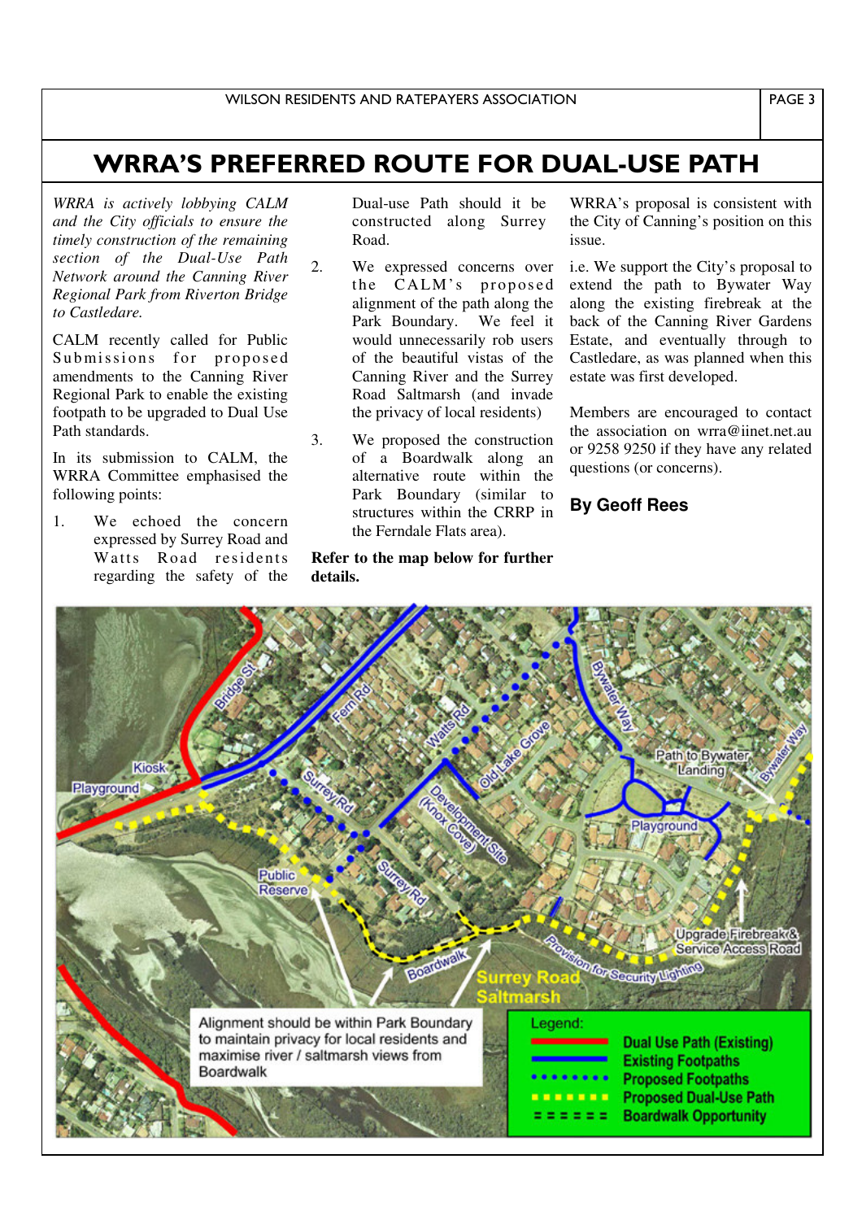# WRRA'S PREFERRED ROUTE FOR DUAL-USE PATH

*WRRA is actively lobbying CALM and the City officials to ensure the timely construction of the remaining section of the Dual-Use Path Network around the Canning River Regional Park from Riverton Bridge to Castledare.*

CALM recently called for Public Submissions for proposed amendments to the Canning River Regional Park to enable the existing footpath to be upgraded to Dual Use Path standards.

In its submission to CALM, the WRRA Committee emphasised the following points:

1. We echoed the concern expressed by Surrey Road and Watts Road residents regarding the safety of the Dual-use Path should it be constructed along Surrey Road.
2. We expressed concerns over the CALM's proposed alignment of the path along the Park Boundary. We feel it would unnecessarily rob users of the beautiful vistas of the Canning River and the Surrey Road Saltmarsh (and invade the privacy of local residents)
3. We proposed the construction of a Boardwalk along an alternative route within the Park Boundary (similar to structures within the CRRP in the Ferndale Flats area).

**Refer to the map below for further details.**

WRRA's proposal is consistent with the City of Canning's position on this issue.

i.e. We support the City's proposal to extend the path to Bywater Way along the existing firebreak at the back of the Canning River Gardens Estate, and eventually through to Castledare, as was planned when this estate was first developed.

Members are encouraged to contact the association on wrra@iinet.net.au or 9258 9250 if they have any related questions (or concerns).

**By Geoff Rees**

Alignment should be within Park Boundary to maintain privacy for local residents and maximise river / saltmarsh views from Boardwalk

Legend:
- Dual Use Path (Existing)
- Existing Footpaths
- Proposed Footpaths
- Proposed Dual-Use Path
- Boardwalk Opportunity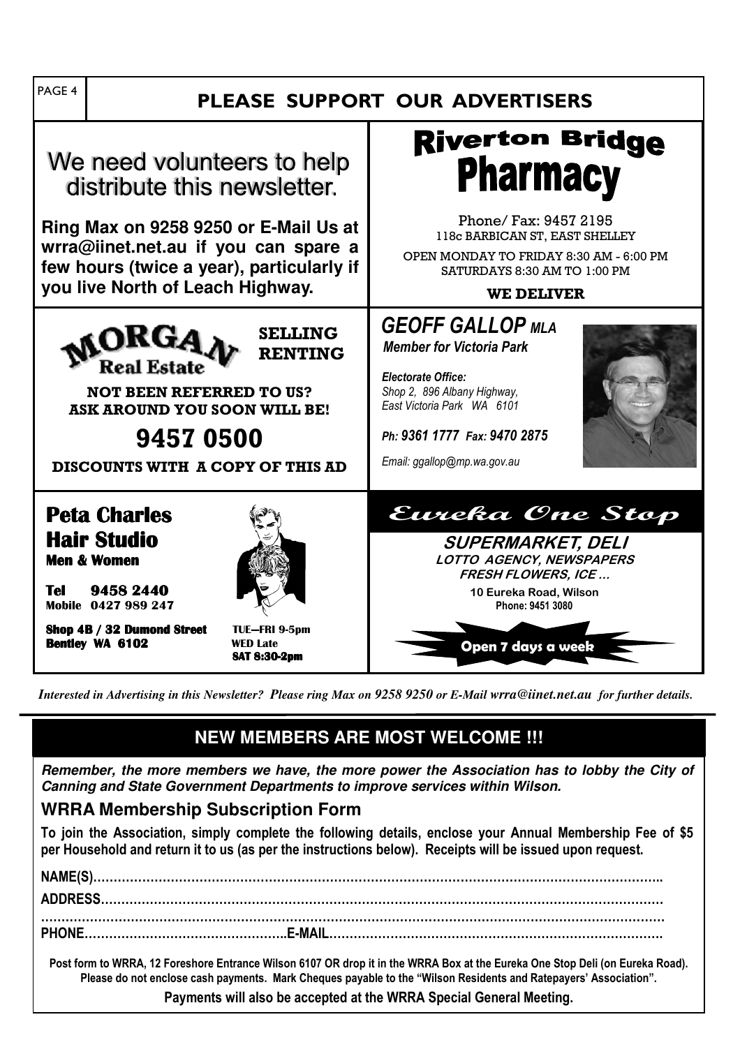# PLEASE SUPPORT OUR ADVERTISERS

## We need volunteers to help distribute this newsletter.

**Ring Max on 9258 9250 or E-Mail Us at wrra@iinet.net.au if you can spare a few hours (twice a year), particularly if you live North of Leach Highway.**

## Riverton Bridge Pharmacy

Phone/ Fax: 9457 2195
118c BARBICAN ST, EAST SHELLEY

OPEN MONDAY TO FRIDAY 8:30 AM - 6:00 PM
SATURDAYS 8:30 AM TO 1:00 PM

**WE DELIVER**

## MORGAN Real Estate

**SELLING**
**RENTING**

**NOT BEEN REFERRED TO US? ASK AROUND YOU SOON WILL BE!**

**9457 0500**

**DISCOUNTS WITH A COPY OF THIS AD**

## *GEOFF GALLOP MLA*

***Member for Victoria Park***

***Electorate Office:***
*Shop 2, 896 Albany Highway,*
*East Victoria Park WA 6101*

***Ph: 9361 1777 Fax: 9470 2875***

*Email: ggallop@mp.wa.gov.au*

## Peta Charles Hair Studio

**Men & Women**

**Tel 9458 2440**
**Mobile 0427 989 247**

**Shop 4B / 32 Dumond Street**
**Bentley WA 6102**

**TUE—FRI 9-5pm**
**WED Late**
**SAT 8:30-2pm**

## *Eureka One Stop*

***SUPERMARKET, DELI***
***LOTTO AGENCY, NEWSPAPERS***
***FRESH FLOWERS, ICE …***

**10 Eureka Road, Wilson**
**Phone: 9451 3080**

**Open 7 days a week**

*Interested in Advertising in this Newsletter? Please ring Max on 9258 9250 or E-Mail wrra@iinet.net.au for further details.*

---

## NEW MEMBERS ARE MOST WELCOME !!!

***Remember, the more members we have, the more power the Association has to lobby the City of Canning and State Government Departments to improve services within Wilson.***

### WRRA Membership Subscription Form

**To join the Association, simply complete the following details, enclose your Annual Membership Fee of $5 per Household and return it to us (as per the instructions below). Receipts will be issued upon request.**

**NAME(S)…………………………………………………………………………………………………………………………..**

**ADDRESS…………………………………………………………………………………………………………………………**

**……………………………………………………………………………………………………………………………………**

**PHONE…………………………………………..E-MAIL……………………………………………………………………….**

**Post form to WRRA, 12 Foreshore Entrance Wilson 6107 OR drop it in the WRRA Box at the Eureka One Stop Deli (on Eureka Road). Please do not enclose cash payments. Mark Cheques payable to the "Wilson Residents and Ratepayers' Association".**

**Payments will also be accepted at the WRRA Special General Meeting.**